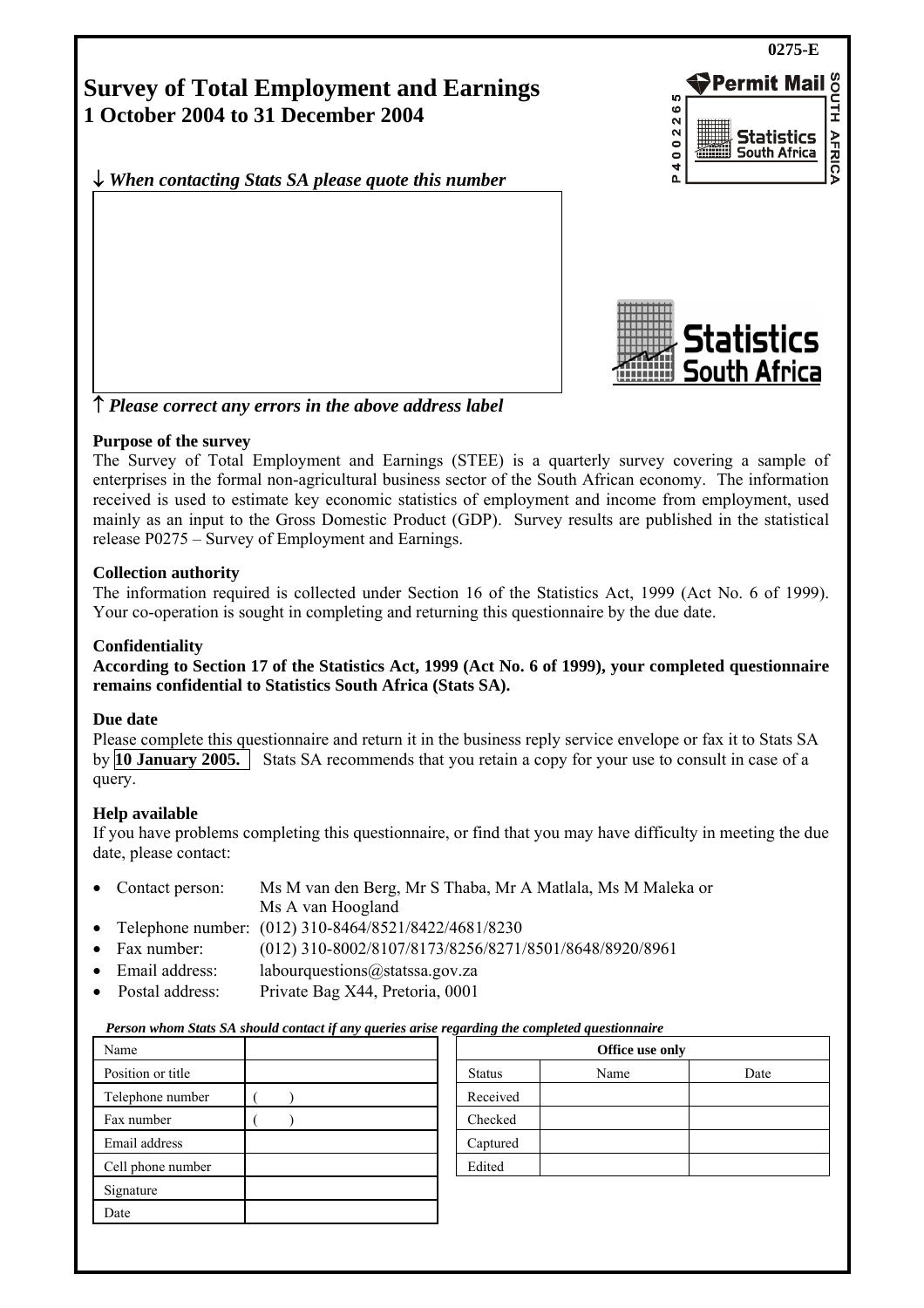0275-E

# Survey of Total Employment and Earnings
## 1 October 2004 to 31 December 2004

Permit Mail
P 4 0 0 2 2 6 5
Statistics South Africa
SOUTH AFRICA

↓ *When contacting Stats SA please quote this number*

↑ *Please correct any errors in the above address label*

Statistics South Africa

**Purpose of the survey**

The Survey of Total Employment and Earnings (STEE) is a quarterly survey covering a sample of enterprises in the formal non-agricultural business sector of the South African economy. The information received is used to estimate key economic statistics of employment and income from employment, used mainly as an input to the Gross Domestic Product (GDP). Survey results are published in the statistical release P0275 – Survey of Employment and Earnings.

**Collection authority**

The information required is collected under Section 16 of the Statistics Act, 1999 (Act No. 6 of 1999). Your co-operation is sought in completing and returning this questionnaire by the due date.

**Confidentiality**

**According to Section 17 of the Statistics Act, 1999 (Act No. 6 of 1999), your completed questionnaire remains confidential to Statistics South Africa (Stats SA).**

**Due date**

Please complete this questionnaire and return it in the business reply service envelope or fax it to Stats SA by **10 January 2005.** Stats SA recommends that you retain a copy for your use to consult in case of a query.

**Help available**

If you have problems completing this questionnaire, or find that you may have difficulty in meeting the due date, please contact:

- Contact person: Ms M van den Berg, Mr S Thaba, Mr A Matlala, Ms M Maleka or Ms A van Hoogland
- Telephone number: (012) 310-8464/8521/8422/4681/8230
- Fax number: (012) 310-8002/8107/8173/8256/8271/8501/8648/8920/8961
- Email address: labourquestions@statssa.gov.za
- Postal address: Private Bag X44, Pretoria, 0001

***Person whom Stats SA should contact if any queries arise regarding the completed questionnaire***

| Name | |
|---|---|
| Position or title | |
| Telephone number | ( ) |
| Fax number | ( ) |
| Email address | |
| Cell phone number | |
| Signature | |
| Date | |

| **Office use only** | | |
|---|---|---|
| Status | Name | Date |
| Received | | |
| Checked | | |
| Captured | | |
| Edited | | |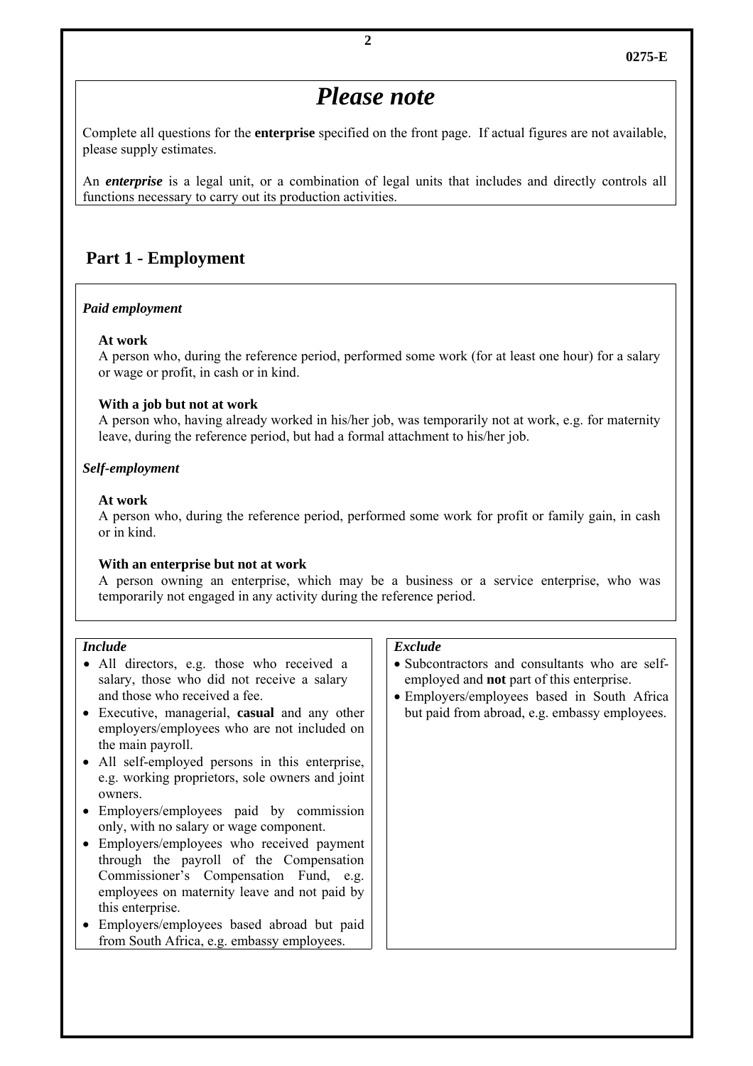# *Please note*

Complete all questions for the **enterprise** specified on the front page. If actual figures are not available, please supply estimates.

An ***enterprise*** is a legal unit, or a combination of legal units that includes and directly controls all functions necessary to carry out its production activities.

## Part 1 - Employment

***Paid employment***

**At work**
A person who, during the reference period, performed some work (for at least one hour) for a salary or wage or profit, in cash or in kind.

**With a job but not at work**
A person who, having already worked in his/her job, was temporarily not at work, e.g. for maternity leave, during the reference period, but had a formal attachment to his/her job.

***Self-employment***

**At work**
A person who, during the reference period, performed some work for profit or family gain, in cash or in kind.

**With an enterprise but not at work**
A person owning an enterprise, which may be a business or a service enterprise, who was temporarily not engaged in any activity during the reference period.

***Include***

- All directors, e.g. those who received a salary, those who did not receive a salary and those who received a fee.
- Executive, managerial, **casual** and any other employers/employees who are not included on the main payroll.
- All self-employed persons in this enterprise, e.g. working proprietors, sole owners and joint owners.
- Employers/employees paid by commission only, with no salary or wage component.
- Employers/employees who received payment through the payroll of the Compensation Commissioner's Compensation Fund, e.g. employees on maternity leave and not paid by this enterprise.
- Employers/employees based abroad but paid from South Africa, e.g. embassy employees.

***Exclude***

- Subcontractors and consultants who are self-employed and **not** part of this enterprise.
- Employers/employees based in South Africa but paid from abroad, e.g. embassy employees.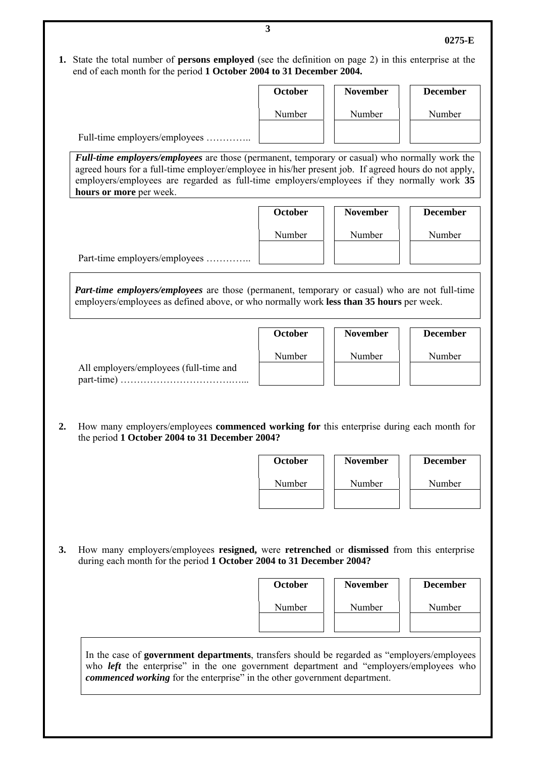0275-E

1. State the total number of **persons employed** (see the definition on page 2) in this enterprise at the end of each month for the period **1 October 2004 to 31 December 2004.**

| | October | November | December |
|---|---|---|---|
| | Number | Number | Number |
| Full-time employers/employees ………….. | | | |

***Full-time employers/employees*** are those (permanent, temporary or casual) who normally work the agreed hours for a full-time employer/employee in his/her present job. If agreed hours do not apply, employers/employees are regarded as full-time employers/employees if they normally work **35 hours or more** per week.

| | October | November | December |
|---|---|---|---|
| | Number | Number | Number |
| Part-time employers/employees ………….. | | | |

***Part-time employers/employees*** are those (permanent, temporary or casual) who are not full-time employers/employees as defined above, or who normally work **less than 35 hours** per week.

| | October | November | December |
|---|---|---|---|
| | Number | Number | Number |
| All employers/employees (full-time and part-time) ……………………………….... | | | |

2. How many employers/employees **commenced working for** this enterprise during each month for the period **1 October 2004 to 31 December 2004?**

| October | November | December |
|---|---|---|
| Number | Number | Number |
| | | |

3. How many employers/employees **resigned,** were **retrenched** or **dismissed** from this enterprise during each month for the period **1 October 2004 to 31 December 2004?**

| October | November | December |
|---|---|---|
| Number | Number | Number |
| | | |

In the case of **government departments**, transfers should be regarded as "employers/employees who ***left*** the enterprise" in the one government department and "employers/employees who ***commenced working*** for the enterprise" in the other government department.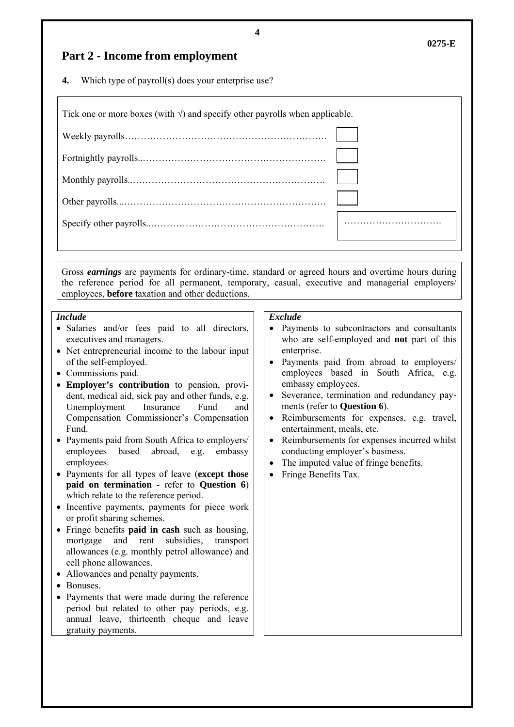## Part 2 - Income from employment

**4.** Which type of payroll(s) does your enterprise use?

Tick one or more boxes (with √) and specify other payrolls when applicable.

| Payroll type | |
|---|---|
| Weekly payrolls………………………………………………………. | ☐ |
| Fortnightly payrolls..…………………………………………………. | ☐ |
| Monthly payrolls..……………………………………………………. | ☐ |
| Other payrolls...………………………………………………………. | ☐ |
| Specify other payrolls..………………………………………………. | …………………………. |

Gross ***earnings*** are payments for ordinary-time, standard or agreed hours and overtime hours during the reference period for all permanent, temporary, casual, executive and managerial employers/ employees, **before** taxation and other deductions.

***Include***

- Salaries and/or fees paid to all directors, executives and managers.
- Net entrepreneurial income to the labour input of the self-employed.
- Commissions paid.
- **Employer's contribution** to pension, provident, medical aid, sick pay and other funds, e.g. Unemployment Insurance Fund and Compensation Commissioner's Compensation Fund.
- Payments paid from South Africa to employers/ employees based abroad, e.g. embassy employees.
- Payments for all types of leave (**except those paid on termination** - refer to **Question 6**) which relate to the reference period.
- Incentive payments, payments for piece work or profit sharing schemes.
- Fringe benefits **paid in cash** such as housing, mortgage and rent subsidies, transport allowances (e.g. monthly petrol allowance) and cell phone allowances.
- Allowances and penalty payments.
- Bonuses.
- Payments that were made during the reference period but related to other pay periods, e.g. annual leave, thirteenth cheque and leave gratuity payments.

***Exclude***

- Payments to subcontractors and consultants who are self-employed and **not** part of this enterprise.
- Payments paid from abroad to employers/ employees based in South Africa, e.g. embassy employees.
- Severance, termination and redundancy payments (refer to **Question 6**).
- Reimbursements for expenses, e.g. travel, entertainment, meals, etc.
- Reimbursements for expenses incurred whilst conducting employer's business.
- The imputed value of fringe benefits.
- Fringe Benefits Tax.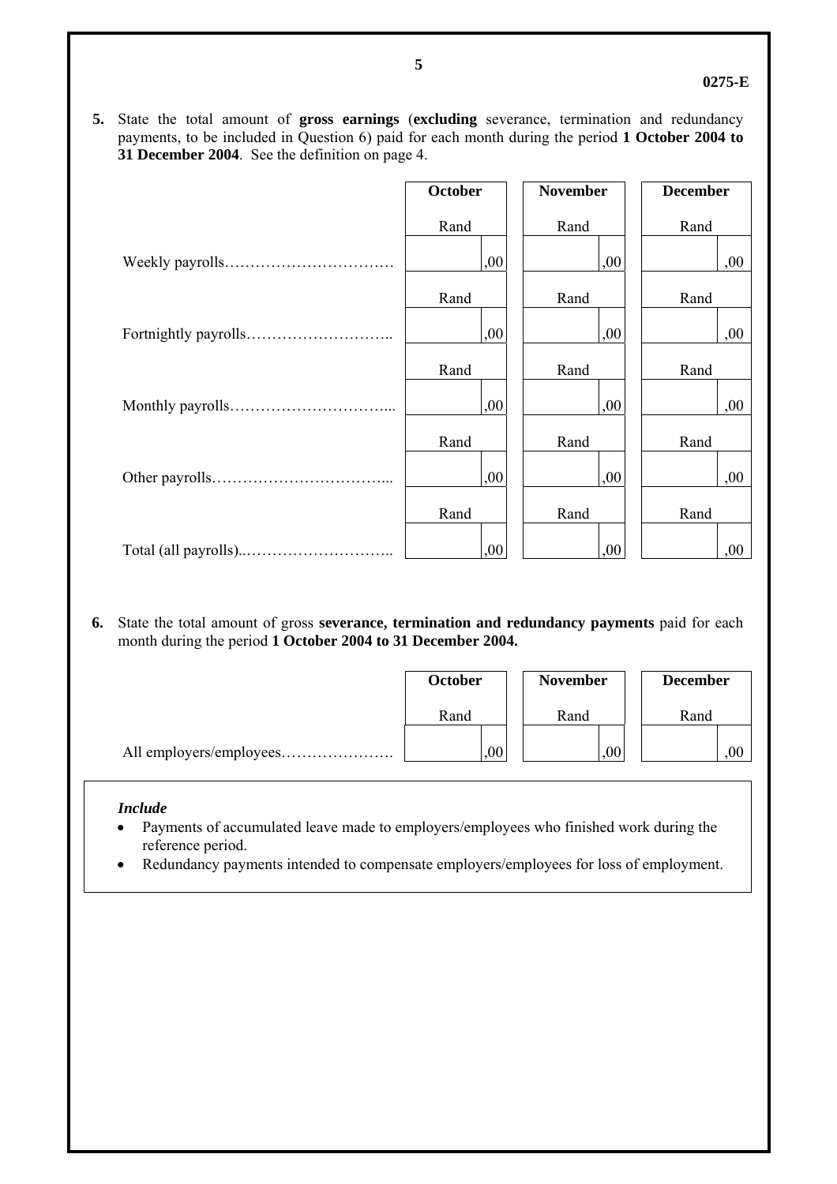**5.** State the total amount of **gross earnings** (**excluding** severance, termination and redundancy payments, to be included in Question 6) paid for each month during the period **1 October 2004 to 31 December 2004**. See the definition on page 4.

| | **October** | **November** | **December** |
|---|---|---|---|
| | Rand | Rand | Rand |
| Weekly payrolls……………………………. | ,00 | ,00 | ,00 |
| | Rand | Rand | Rand |
| Fortnightly payrolls……………………….. | ,00 | ,00 | ,00 |
| | Rand | Rand | Rand |
| Monthly payrolls…………………………... | ,00 | ,00 | ,00 |
| | Rand | Rand | Rand |
| Other payrolls……………………………... | ,00 | ,00 | ,00 |
| | Rand | Rand | Rand |
| Total (all payrolls)..……………………….. | ,00 | ,00 | ,00 |

**6.** State the total amount of gross **severance, termination and redundancy payments** paid for each month during the period **1 October 2004 to 31 December 2004.**

| | **October** | **November** | **December** |
|---|---|---|---|
| | Rand | Rand | Rand |
| All employers/employees…………………. | ,00 | ,00 | ,00 |

***Include***

- Payments of accumulated leave made to employers/employees who finished work during the reference period.
- Redundancy payments intended to compensate employers/employees for loss of employment.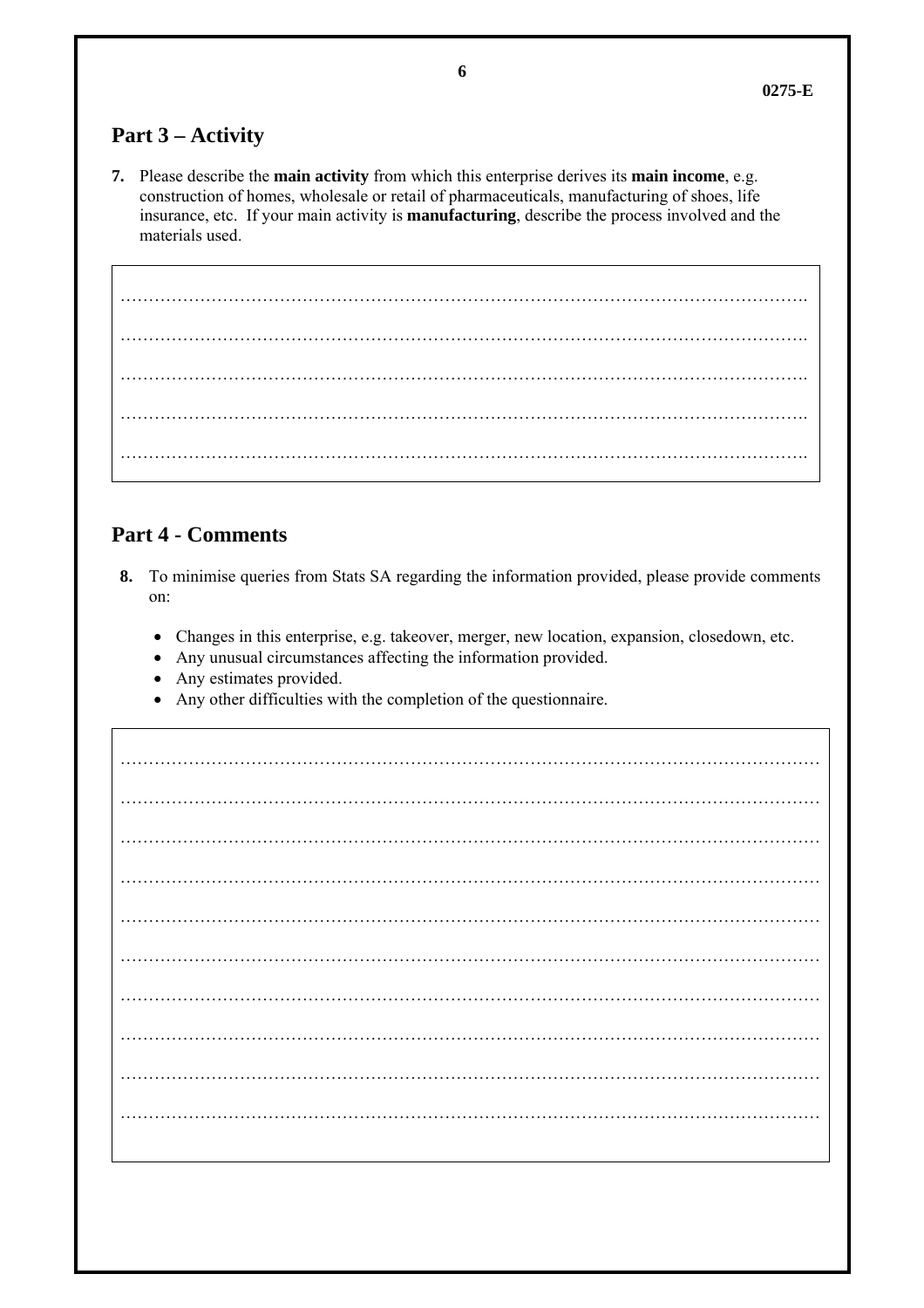0275-E

## Part 3 – Activity

**7.** Please describe the **main activity** from which this enterprise derives its **main income**, e.g. construction of homes, wholesale or retail of pharmaceuticals, manufacturing of shoes, life insurance, etc. If your main activity is **manufacturing**, describe the process involved and the materials used.

……………………………………………………………………………………………………….

……………………………………………………………………………………………………….

……………………………………………………………………………………………………….

……………………………………………………………………………………………………….

……………………………………………………………………………………………………….

## Part 4 - Comments

**8.** To minimise queries from Stats SA regarding the information provided, please provide comments on:

- Changes in this enterprise, e.g. takeover, merger, new location, expansion, closedown, etc.
- Any unusual circumstances affecting the information provided.
- Any estimates provided.
- Any other difficulties with the completion of the questionnaire.

……………………………………………………………………………………………………….

……………………………………………………………………………………………………….

……………………………………………………………………………………………………….

……………………………………………………………………………………………………….

……………………………………………………………………………………………………….

……………………………………………………………………………………………………….

……………………………………………………………………………………………………….

……………………………………………………………………………………………………….

……………………………………………………………………………………………………….

……………………………………………………………………………………………………….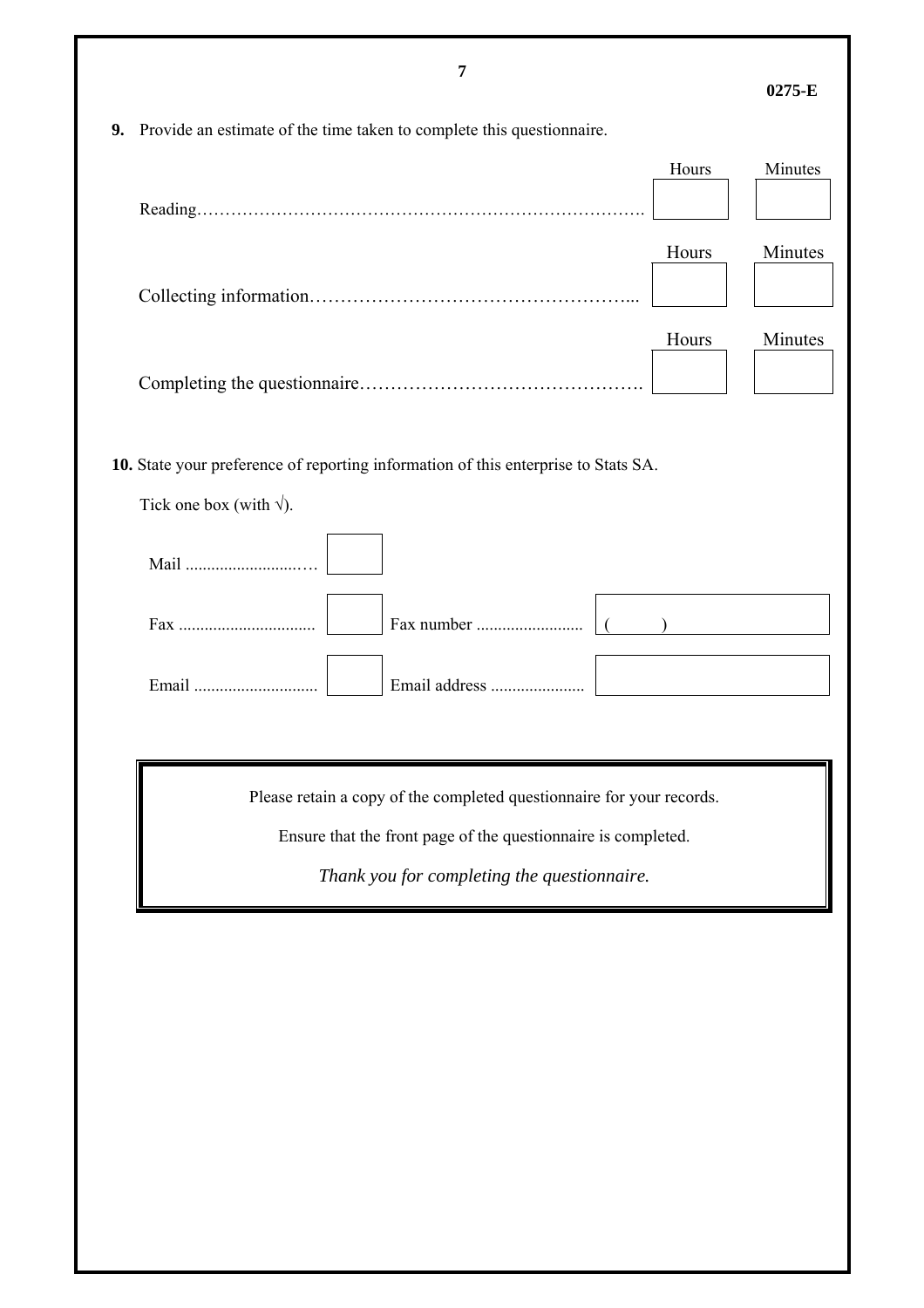**9.** Provide an estimate of the time taken to complete this questionnaire.

| | Hours | Minutes |
|---|---|---|
| Reading……………………………………………………………………. | | |
| Collecting information……………………………………………... | | |
| Completing the questionnaire………………………………………. | | |

**10.** State your preference of reporting information of this enterprise to Stats SA.

Tick one box (with √).

| | | | |
|---|---|---|---|
| Mail ...........................… | | | |
| Fax ................................ | | Fax number ......................... | (       ) |
| Email ............................. | | Email address ...................... | |

Please retain a copy of the completed questionnaire for your records.

Ensure that the front page of the questionnaire is completed.

*Thank you for completing the questionnaire.*